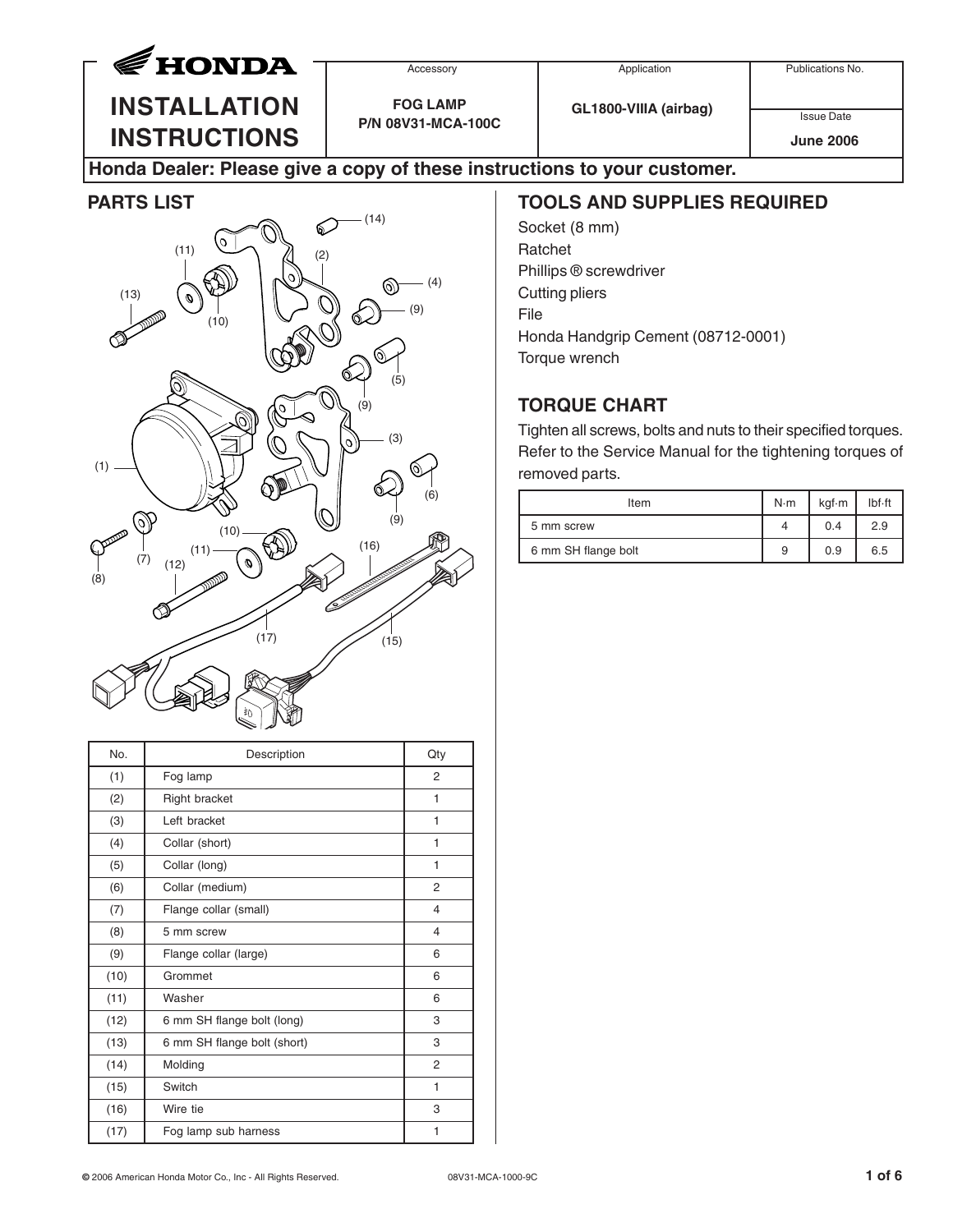# HONDA

# INSTALLATION INSTRUCTIONS

| Accessory | Application | Publications No. |
|---|---|---|
| **FOG LAMP P/N 08V31-MCA-100C** | **GL1800-VIIIA (airbag)** | Issue Date **June 2006** |

**Honda Dealer: Please give a copy of these instructions to your customer.**

## PARTS LIST

| No. | Description | Qty |
|---|---|---|
| (1) | Fog lamp | 2 |
| (2) | Right bracket | 1 |
| (3) | Left bracket | 1 |
| (4) | Collar (short) | 1 |
| (5) | Collar (long) | 1 |
| (6) | Collar (medium) | 2 |
| (7) | Flange collar (small) | 4 |
| (8) | 5 mm screw | 4 |
| (9) | Flange collar (large) | 6 |
| (10) | Grommet | 6 |
| (11) | Washer | 6 |
| (12) | 6 mm SH flange bolt (long) | 3 |
| (13) | 6 mm SH flange bolt (short) | 3 |
| (14) | Molding | 2 |
| (15) | Switch | 1 |
| (16) | Wire tie | 3 |
| (17) | Fog lamp sub harness | 1 |

## TOOLS AND SUPPLIES REQUIRED

Socket (8 mm)
Ratchet
Phillips ® screwdriver
Cutting pliers
File
Honda Handgrip Cement (08712-0001)
Torque wrench

## TORQUE CHART

Tighten all screws, bolts and nuts to their specified torques. Refer to the Service Manual for the tightening torques of removed parts.

| Item | N·m | kgf·m | lbf·ft |
|---|---|---|---|
| 5 mm screw | 4 | 0.4 | 2.9 |
| 6 mm SH flange bolt | 9 | 0.9 | 6.5 |

© 2006 American Honda Motor Co., Inc - All Rights Reserved. 08V31-MCA-1000-9C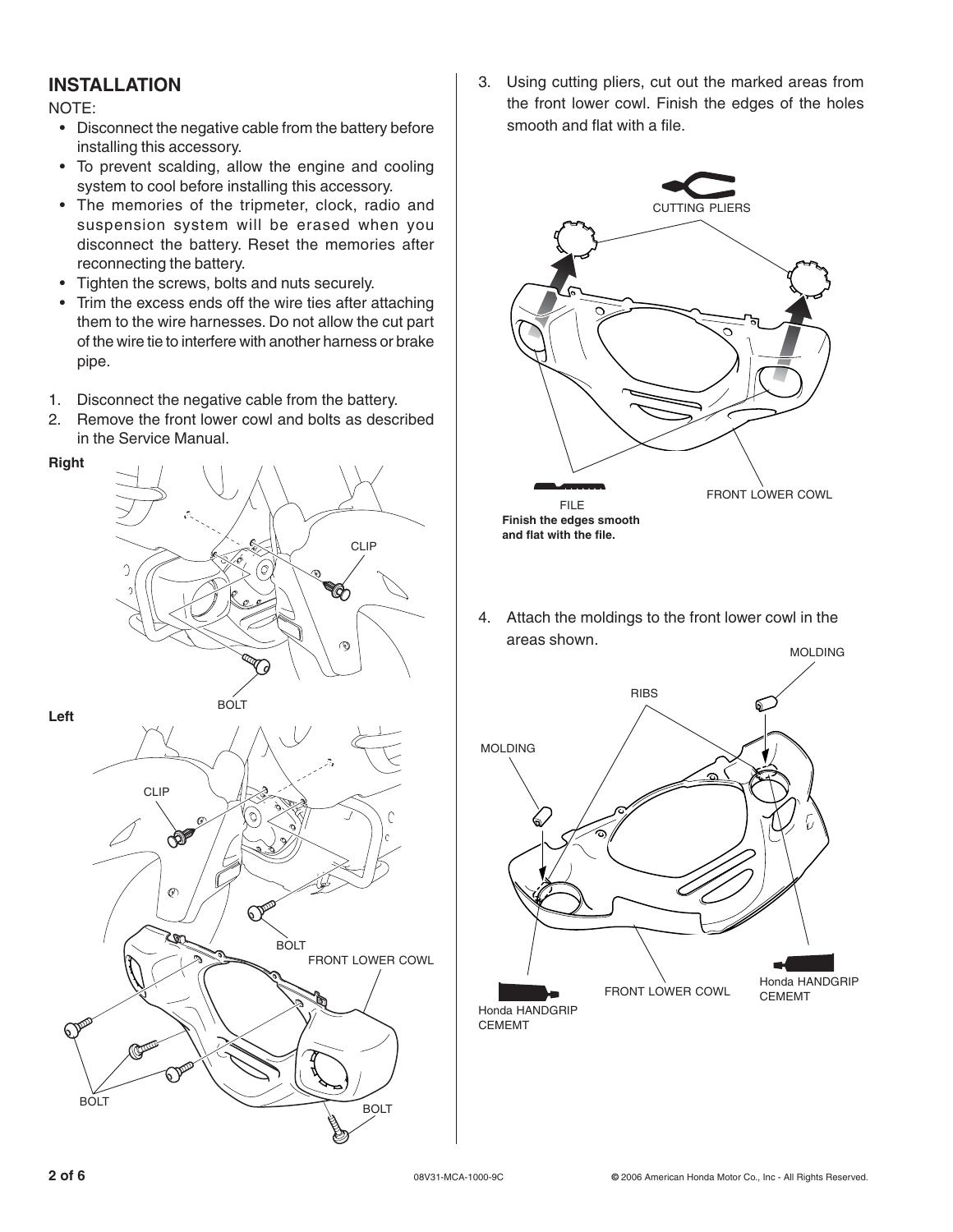## INSTALLATION

NOTE:

- Disconnect the negative cable from the battery before installing this accessory.
- To prevent scalding, allow the engine and cooling system to cool before installing this accessory.
- The memories of the tripmeter, clock, radio and suspension system will be erased when you disconnect the battery. Reset the memories after reconnecting the battery.
- Tighten the screws, bolts and nuts securely.
- Trim the excess ends off the wire ties after attaching them to the wire harnesses. Do not allow the cut part of the wire tie to interfere with another harness or brake pipe.

1. Disconnect the negative cable from the battery.
2. Remove the front lower cowl and bolts as described in the Service Manual.

**Right**

CLIP

BOLT

**Left**

CLIP

BOLT

FRONT LOWER COWL

BOLT

BOLT

3. Using cutting pliers, cut out the marked areas from the front lower cowl. Finish the edges of the holes smooth and flat with a file.

CUTTING PLIERS

FILE

**Finish the edges smooth and flat with the file.**

FRONT LOWER COWL

4. Attach the moldings to the front lower cowl in the areas shown.

MOLDING

RIBS

MOLDING

Honda HANDGRIP CEMEMT

FRONT LOWER COWL

Honda HANDGRIP CEMEMT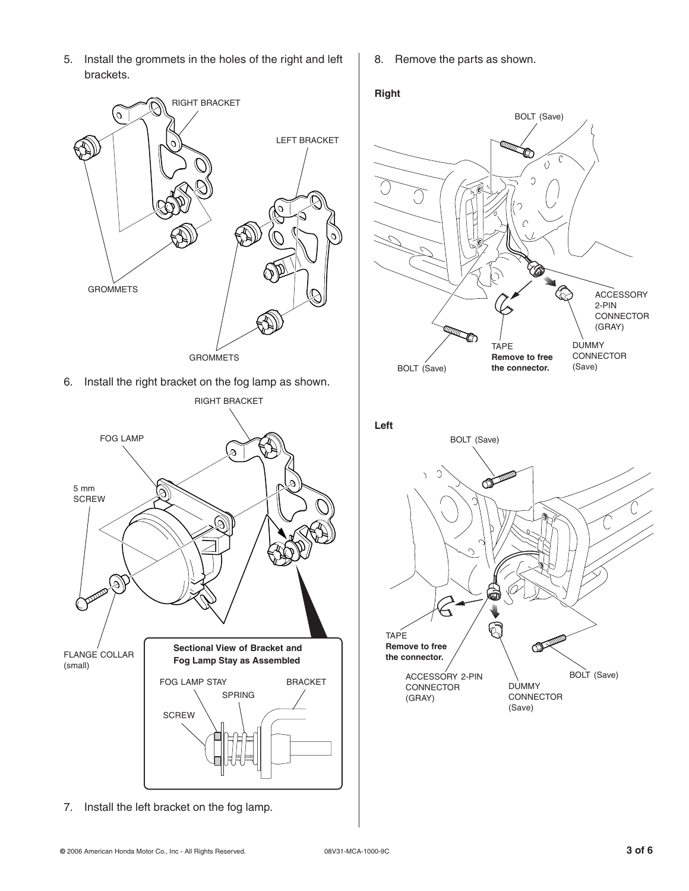5. Install the grommets in the holes of the right and left brackets.

RIGHT BRACKET

LEFT BRACKET

GROMMETS

GROMMETS

6. Install the right bracket on the fog lamp as shown.

RIGHT BRACKET

FOG LAMP

5 mm SCREW

FLANGE COLLAR (small)

**Sectional View of Bracket and Fog Lamp Stay as Assembled**

FOG LAMP STAY

SPRING

BRACKET

SCREW

7. Install the left bracket on the fog lamp.

8. Remove the parts as shown.

**Right**

BOLT (Save)

ACCESSORY 2-PIN CONNECTOR (GRAY)

TAPE
**Remove to free the connector.**

DUMMY CONNECTOR (Save)

BOLT (Save)

**Left**

BOLT (Save)

TAPE
**Remove to free the connector.**

ACCESSORY 2-PIN CONNECTOR (GRAY)

DUMMY CONNECTOR (Save)

BOLT (Save)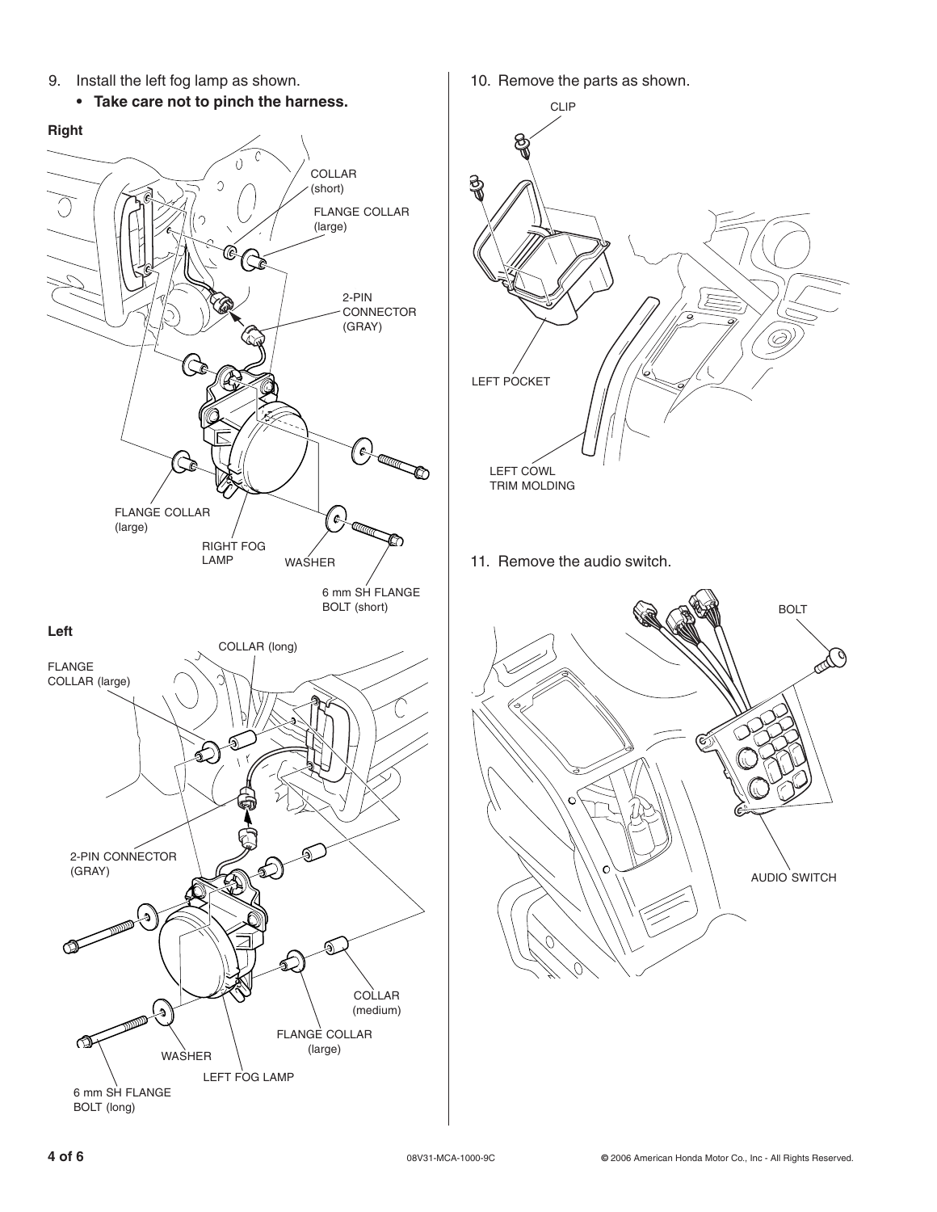9. Install the left fog lamp as shown.
   - **Take care not to pinch the harness.**

**Right**

COLLAR (short)

FLANGE COLLAR (large)

2-PIN CONNECTOR (GRAY)

FLANGE COLLAR (large)

RIGHT FOG LAMP

WASHER

6 mm SH FLANGE BOLT (short)

**Left**

COLLAR (long)

FLANGE COLLAR (large)

2-PIN CONNECTOR (GRAY)

COLLAR (medium)

FLANGE COLLAR (large)

WASHER

LEFT FOG LAMP

6 mm SH FLANGE BOLT (long)

10. Remove the parts as shown.

CLIP

LEFT POCKET

LEFT COWL TRIM MOLDING

11. Remove the audio switch.

BOLT

AUDIO SWITCH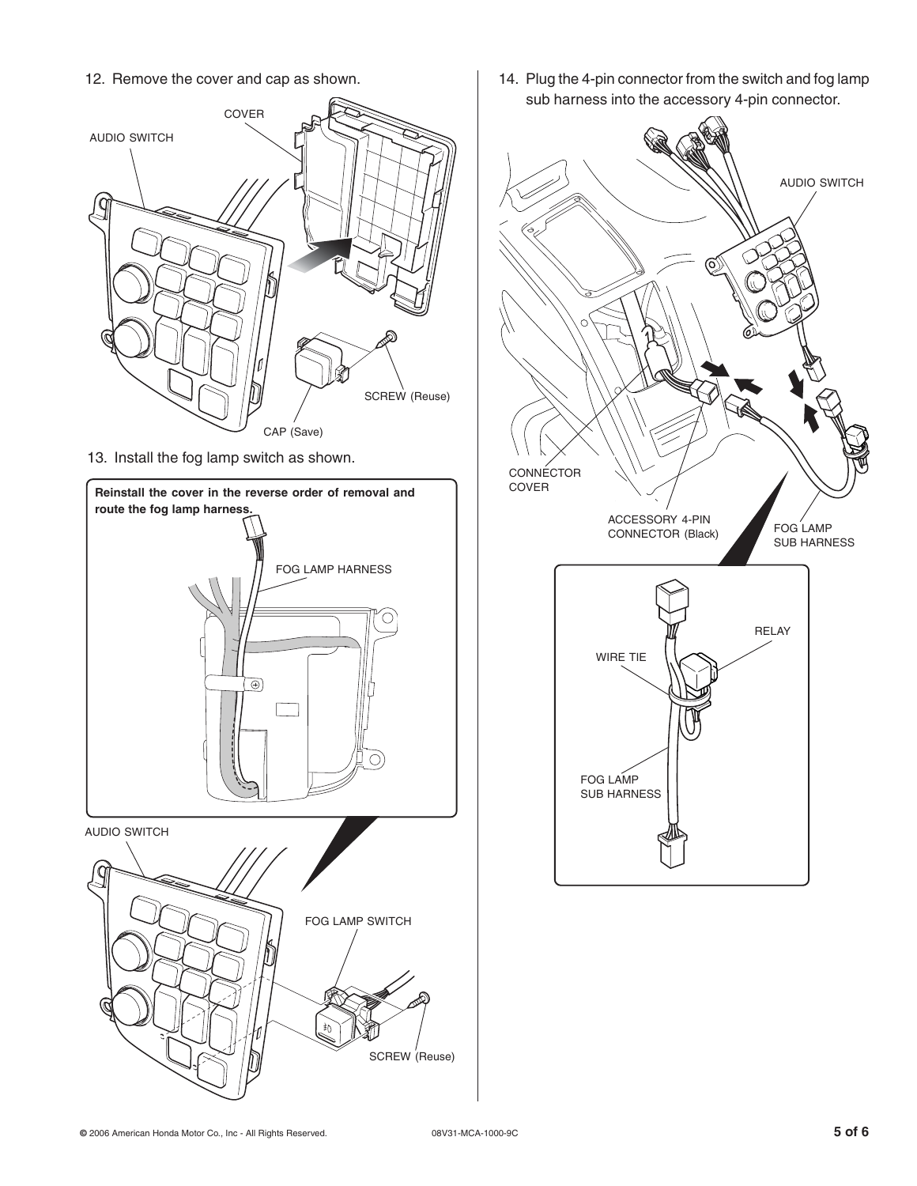12. Remove the cover and cap as shown.

COVER

AUDIO SWITCH

SCREW (Reuse)

CAP (Save)

13. Install the fog lamp switch as shown.

**Reinstall the cover in the reverse order of removal and route the fog lamp harness.**

FOG LAMP HARNESS

AUDIO SWITCH

FOG LAMP SWITCH

SCREW (Reuse)

14. Plug the 4-pin connector from the switch and fog lamp sub harness into the accessory 4-pin connector.

AUDIO SWITCH

CONNECTOR COVER

ACCESSORY 4-PIN CONNECTOR (Black)

FOG LAMP SUB HARNESS

RELAY

WIRE TIE

FOG LAMP SUB HARNESS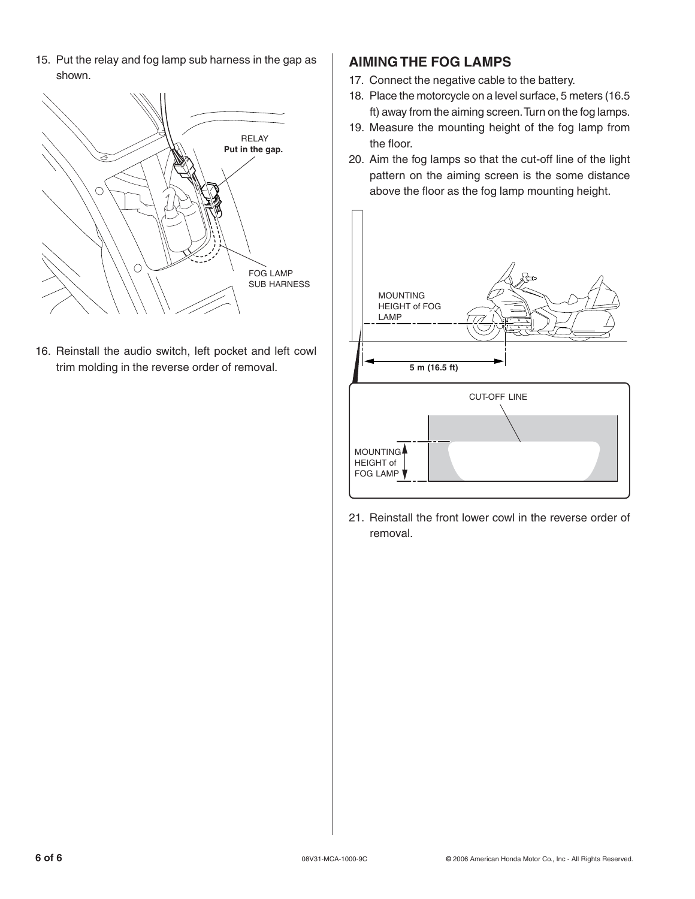15. Put the relay and fog lamp sub harness in the gap as shown.

RELAY
**Put in the gap.**

FOG LAMP
SUB HARNESS

16. Reinstall the audio switch, left pocket and left cowl trim molding in the reverse order of removal.

## AIMING THE FOG LAMPS

17. Connect the negative cable to the battery.
18. Place the motorcycle on a level surface, 5 meters (16.5 ft) away from the aiming screen. Turn on the fog lamps.
19. Measure the mounting height of the fog lamp from the floor.
20. Aim the fog lamps so that the cut-off line of the light pattern on the aiming screen is the some distance above the floor as the fog lamp mounting height.

MOUNTING HEIGHT of FOG LAMP

5 m (16.5 ft)

CUT-OFF LINE

MOUNTING HEIGHT of FOG LAMP

21. Reinstall the front lower cowl in the reverse order of removal.